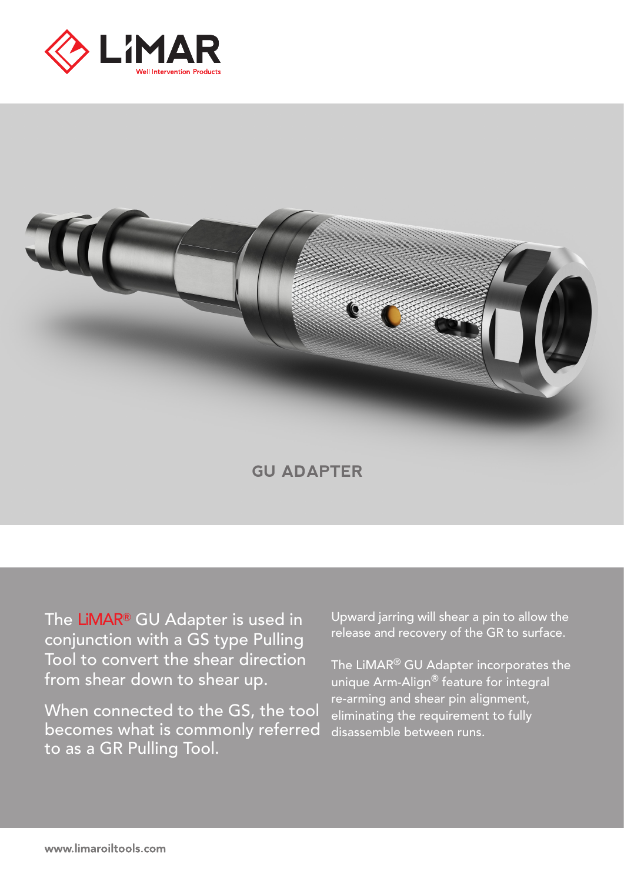# GU ADAPTER

The LiMAR® GU Adapter is used in conjunction with a GS type Pulling Tool to convert the shear direction from shear down to shear up.

When connected to the GS, the tool becomes what is commonly referred to as a GR Pulling Tool.

Upward jarring will shear a pin to allow the release and recovery of the GR to surface.

The LiMAR® GU Adapter incorporates the unique Arm-Align® feature for integral re-arming and shear pin alignment, eliminating the requirement to fully disassemble between runs.

www.limaroiltools.com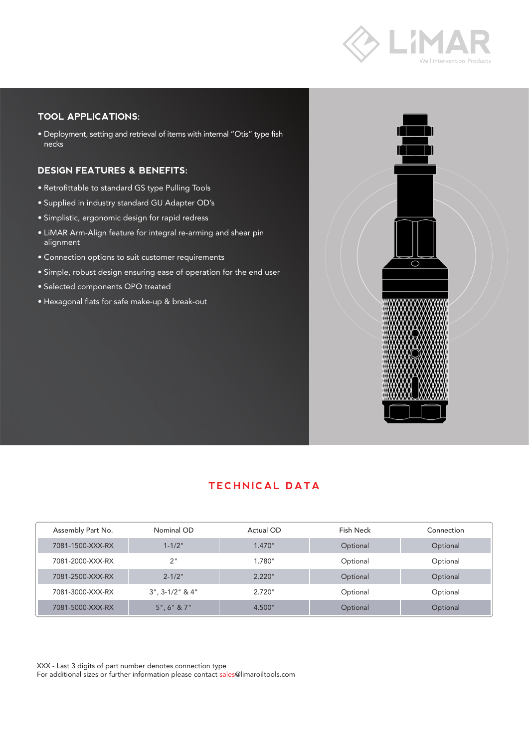## TOOL APPLICATIONS:

- Deployment, setting and retrieval of items with internal "Otis" type fish necks

## DESIGN FEATURES & BENEFITS:

- Retrofittable to standard GS type Pulling Tools
- Supplied in industry standard GU Adapter OD's
- Simplistic, ergonomic design for rapid redress
- LiMAR Arm-Align feature for integral re-arming and shear pin alignment
- Connection options to suit customer requirements
- Simple, robust design ensuring ease of operation for the end user
- Selected components QPQ treated
- Hexagonal flats for safe make-up & break-out

## TECHNICAL DATA

| Assembly Part No. | Nominal OD | Actual OD | Fish Neck | Connection |
|---|---|---|---|---|
| 7081-1500-XXX-RX | 1-1/2" | 1.470" | Optional | Optional |
| 7081-2000-XXX-RX | 2" | 1.780" | Optional | Optional |
| 7081-2500-XXX-RX | 2-1/2" | 2.220" | Optional | Optional |
| 7081-3000-XXX-RX | 3", 3-1/2" & 4" | 2.720" | Optional | Optional |
| 7081-5000-XXX-RX | 5", 6" & 7" | 4.500" | Optional | Optional |

XXX - Last 3 digits of part number denotes connection type
For additional sizes or further information please contact sales@limaroiltools.com